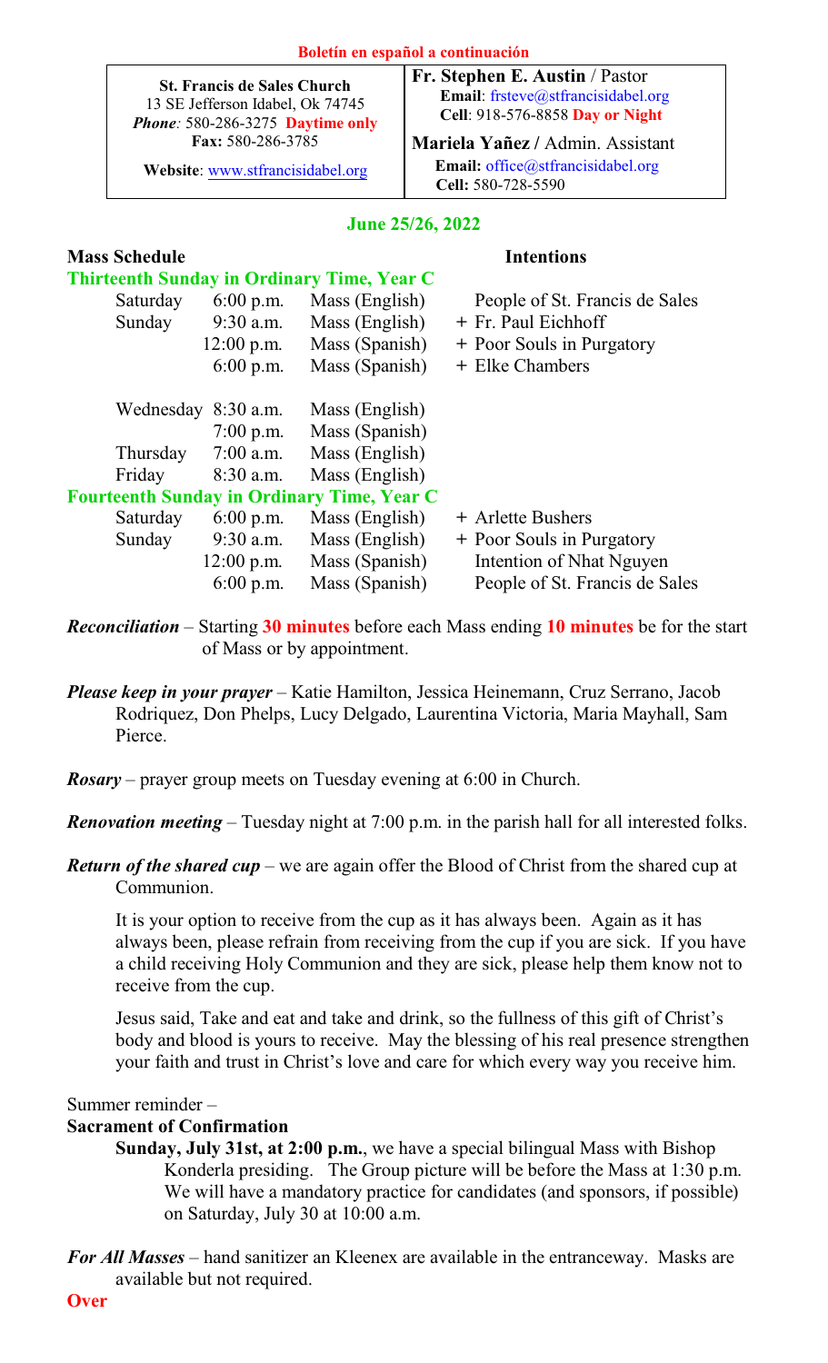**Boletín en español a continuación**

| St. Francis de Sales Church<br>13 SE Jefferson Idabel, Ok 74745<br>*Phone:* 580-286-3275 **Daytime only**<br>**Fax:** 580-286-3785<br>**Website**: www.stfrancisidabel.org | **Fr. Stephen E. Austin** / Pastor<br>**Email**: frsteve@stfrancisidabel.org<br>**Cell**: 918-576-8858 **Day or Night**<br>**Mariela Yañez** / Admin. Assistant<br>**Email:** office@stfrancisidabel.org<br>**Cell:** 580-728-5590 |
|---|---|

**June 25/26, 2022**

| **Mass Schedule** | | | **Intentions** |
|---|---|---|---|
| **Thirteenth Sunday in Ordinary Time, Year C** | | | |
| Saturday | 6:00 p.m. | Mass (English) | People of St. Francis de Sales |
| Sunday | 9:30 a.m. | Mass (English) | + Fr. Paul Eichhoff |
| | 12:00 p.m. | Mass (Spanish) | + Poor Souls in Purgatory |
| | 6:00 p.m. | Mass (Spanish) | + Elke Chambers |
| Wednesday | 8:30 a.m. | Mass (English) | |
| | 7:00 p.m. | Mass (Spanish) | |
| Thursday | 7:00 a.m. | Mass (English) | |
| Friday | 8:30 a.m. | Mass (English) | |
| **Fourteenth Sunday in Ordinary Time, Year C** | | | |
| Saturday | 6:00 p.m. | Mass (English) | + Arlette Bushers |
| Sunday | 9:30 a.m. | Mass (English) | + Poor Souls in Purgatory |
| | 12:00 p.m. | Mass (Spanish) | Intention of Nhat Nguyen |
| | 6:00 p.m. | Mass (Spanish) | People of St. Francis de Sales |

***Reconciliation*** – Starting **30 minutes** before each Mass ending **10 minutes** be for the start of Mass or by appointment.

***Please keep in your prayer*** – Katie Hamilton, Jessica Heinemann, Cruz Serrano, Jacob Rodriquez, Don Phelps, Lucy Delgado, Laurentina Victoria, Maria Mayhall, Sam Pierce.

***Rosary*** – prayer group meets on Tuesday evening at 6:00 in Church.

***Renovation meeting*** – Tuesday night at 7:00 p.m. in the parish hall for all interested folks.

***Return of the shared cup*** – we are again offer the Blood of Christ from the shared cup at Communion.

It is your option to receive from the cup as it has always been. Again as it has always been, please refrain from receiving from the cup if you are sick. If you have a child receiving Holy Communion and they are sick, please help them know not to receive from the cup.

Jesus said, Take and eat and take and drink, so the fullness of this gift of Christ's body and blood is yours to receive. May the blessing of his real presence strengthen your faith and trust in Christ's love and care for which every way you receive him.

Summer reminder –

**Sacrament of Confirmation**

**Sunday, July 31st, at 2:00 p.m.**, we have a special bilingual Mass with Bishop Konderla presiding. The Group picture will be before the Mass at 1:30 p.m. We will have a mandatory practice for candidates (and sponsors, if possible) on Saturday, July 30 at 10:00 a.m.

***For All Masses*** – hand sanitizer an Kleenex are available in the entranceway. Masks are available but not required.

**Over**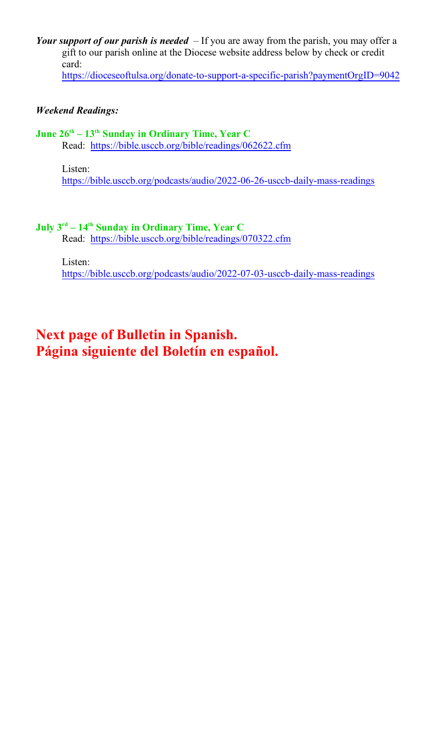***Your support of our parish is needed*** – If you are away from the parish, you may offer a gift to our parish online at the Diocese website address below by check or credit card:
https://dioceseoftulsa.org/donate-to-support-a-specific-parish?paymentOrgID=9042

***Weekend Readings:***

**June 26th – 13th Sunday in Ordinary Time, Year C**

Read: https://bible.usccb.org/bible/readings/062622.cfm

Listen:
https://bible.usccb.org/podcasts/audio/2022-06-26-usccb-daily-mass-readings

**July 3rd – 14th Sunday in Ordinary Time, Year C**

Read: https://bible.usccb.org/bible/readings/070322.cfm

Listen:
https://bible.usccb.org/podcasts/audio/2022-07-03-usccb-daily-mass-readings

## Next page of Bulletin in Spanish.
## Página siguiente del Boletín en español.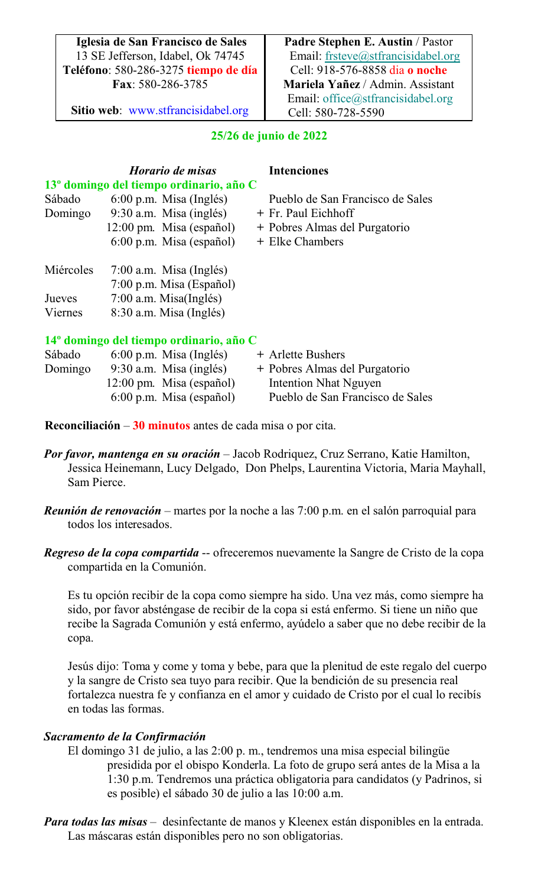| **Iglesia de San Francisco de Sales**<br>13 SE Jefferson, Idabel, Ok 74745<br>**Teléfono**: 580-286-3275 **tiempo de día**<br>**Fax**: 580-286-3785<br><br>**Sitio web**: www.stfrancisidabel.org | **Padre Stephen E. Austin** / Pastor<br>Email: frsteve@stfrancisidabel.org<br>Cell: 918-576-8858 dia **o noche**<br>**Mariela Yañez** / Admin. Assistant<br>Email: office@stfrancisidabel.org<br>Cell: 580-728-5590 |
|---|---|

**25/26 de junio de 2022**

| | ***Horario de misas*** | **Intenciones** |
|---|---|---|
| **13º domingo del tiempo ordinario, año C** | | |
| Sábado | 6:00 p.m. Misa (Inglés) | Pueblo de San Francisco de Sales |
| Domingo | 9:30 a.m. Misa (inglés) | + Fr. Paul Eichhoff |
| | 12:00 pm. Misa (español) | + Pobres Almas del Purgatorio |
| | 6:00 p.m. Misa (español) | + Elke Chambers |
| Miércoles | 7:00 a.m. Misa (Inglés) | |
| | 7:00 p.m. Misa (Español) | |
| Jueves | 7:00 a.m. Misa(Inglés) | |
| Viernes | 8:30 a.m. Misa (Inglés) | |
| **14º domingo del tiempo ordinario, año C** | | |
| Sábado | 6:00 p.m. Misa (Inglés) | + Arlette Bushers |
| Domingo | 9:30 a.m. Misa (inglés) | + Pobres Almas del Purgatorio |
| | 12:00 pm. Misa (español) | Intention Nhat Nguyen |
| | 6:00 p.m. Misa (español) | Pueblo de San Francisco de Sales |

**Reconciliación** – **30 minutos** antes de cada misa o por cita.

***Por favor, mantenga en su oración*** – Jacob Rodriquez, Cruz Serrano, Katie Hamilton, Jessica Heinemann, Lucy Delgado, Don Phelps, Laurentina Victoria, Maria Mayhall, Sam Pierce.

***Reunión de renovación*** – martes por la noche a las 7:00 p.m. en el salón parroquial para todos los interesados.

***Regreso de la copa compartida*** -- ofreceremos nuevamente la Sangre de Cristo de la copa compartida en la Comunión.

Es tu opción recibir de la copa como siempre ha sido. Una vez más, como siempre ha sido, por favor absténgase de recibir de la copa si está enfermo. Si tiene un niño que recibe la Sagrada Comunión y está enfermo, ayúdelo a saber que no debe recibir de la copa.

Jesús dijo: Toma y come y toma y bebe, para que la plenitud de este regalo del cuerpo y la sangre de Cristo sea tuyo para recibir. Que la bendición de su presencia real fortalezca nuestra fe y confianza en el amor y cuidado de Cristo por el cual lo recibís en todas las formas.

***Sacramento de la Confirmación***

El domingo 31 de julio, a las 2:00 p. m., tendremos una misa especial bilingüe presidida por el obispo Konderla. La foto de grupo será antes de la Misa a la 1:30 p.m. Tendremos una práctica obligatoria para candidatos (y Padrinos, si es posible) el sábado 30 de julio a las 10:00 a.m.

***Para todas las misas*** – desinfectante de manos y Kleenex están disponibles en la entrada. Las máscaras están disponibles pero no son obligatorias.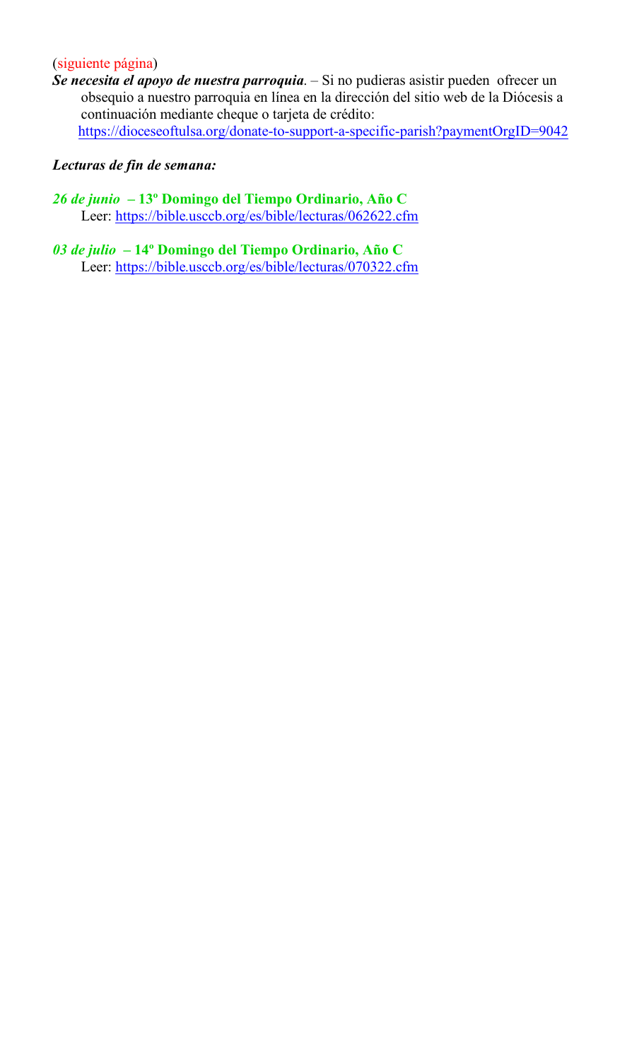(siguiente página)

***Se necesita el apoyo de nuestra parroquia***. – Si no pudieras asistir pueden ofrecer un obsequio a nuestro parroquia en línea en la dirección del sitio web de la Diócesis a continuación mediante cheque o tarjeta de crédito:
https://dioceseoftulsa.org/donate-to-support-a-specific-parish?paymentOrgID=9042

***Lecturas de fin de semana:***

***26 de junio*** **– 13º Domingo del Tiempo Ordinario, Año C**
Leer: https://bible.usccb.org/es/bible/lecturas/062622.cfm

***03 de julio*** **– 14º Domingo del Tiempo Ordinario, Año C**
Leer: https://bible.usccb.org/es/bible/lecturas/070322.cfm